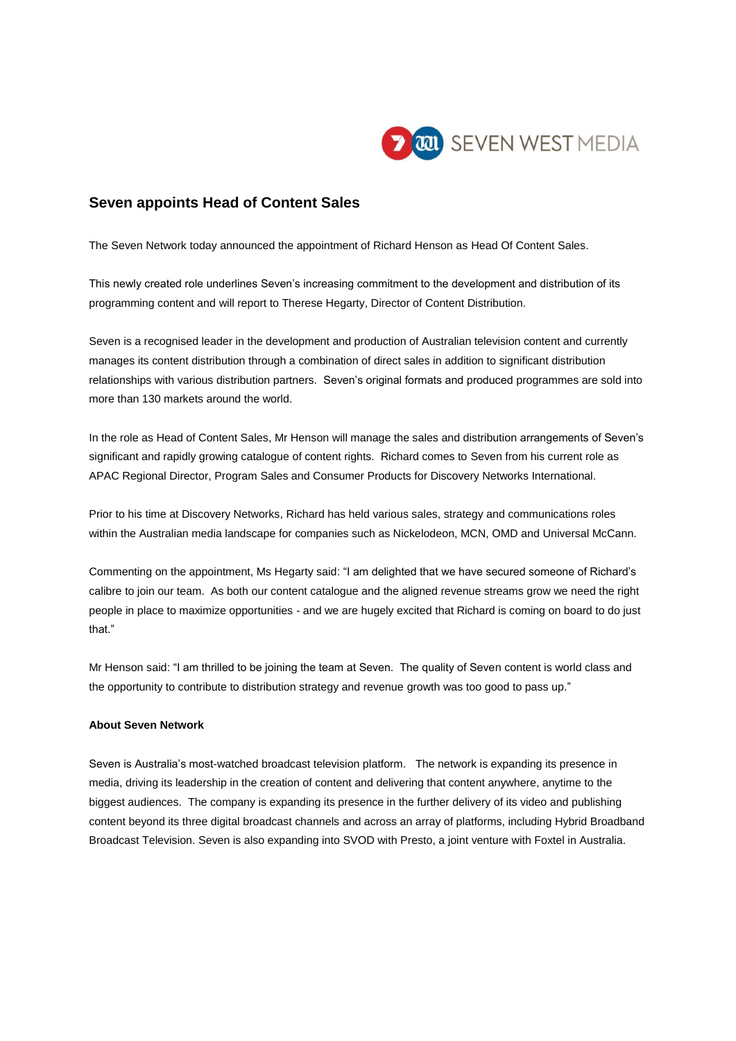# Seven appoints Head of Content Sales

The Seven Network today announced the appointment of Richard Henson as Head Of Content Sales.

This newly created role underlines Seven's increasing commitment to the development and distribution of its programming content and will report to Therese Hegarty, Director of Content Distribution.

Seven is a recognised leader in the development and production of Australian television content and currently manages its content distribution through a combination of direct sales in addition to significant distribution relationships with various distribution partners. Seven's original formats and produced programmes are sold into more than 130 markets around the world.

In the role as Head of Content Sales, Mr Henson will manage the sales and distribution arrangements of Seven's significant and rapidly growing catalogue of content rights. Richard comes to Seven from his current role as APAC Regional Director, Program Sales and Consumer Products for Discovery Networks International.

Prior to his time at Discovery Networks, Richard has held various sales, strategy and communications roles within the Australian media landscape for companies such as Nickelodeon, MCN, OMD and Universal McCann.

Commenting on the appointment, Ms Hegarty said: "I am delighted that we have secured someone of Richard's calibre to join our team. As both our content catalogue and the aligned revenue streams grow we need the right people in place to maximize opportunities - and we are hugely excited that Richard is coming on board to do just that."

Mr Henson said: "I am thrilled to be joining the team at Seven. The quality of Seven content is world class and the opportunity to contribute to distribution strategy and revenue growth was too good to pass up."

**About Seven Network**

Seven is Australia's most-watched broadcast television platform. The network is expanding its presence in media, driving its leadership in the creation of content and delivering that content anywhere, anytime to the biggest audiences. The company is expanding its presence in the further delivery of its video and publishing content beyond its three digital broadcast channels and across an array of platforms, including Hybrid Broadband Broadcast Television. Seven is also expanding into SVOD with Presto, a joint venture with Foxtel in Australia.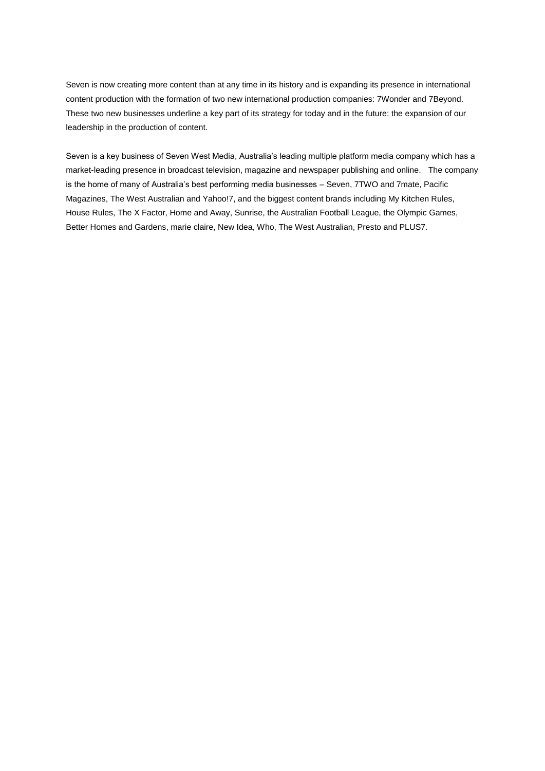Seven is now creating more content than at any time in its history and is expanding its presence in international content production with the formation of two new international production companies: 7Wonder and 7Beyond. These two new businesses underline a key part of its strategy for today and in the future: the expansion of our leadership in the production of content.

Seven is a key business of Seven West Media, Australia's leading multiple platform media company which has a market-leading presence in broadcast television, magazine and newspaper publishing and online. The company is the home of many of Australia's best performing media businesses – Seven, 7TWO and 7mate, Pacific Magazines, The West Australian and Yahoo!7, and the biggest content brands including My Kitchen Rules, House Rules, The X Factor, Home and Away, Sunrise, the Australian Football League, the Olympic Games, Better Homes and Gardens, marie claire, New Idea, Who, The West Australian, Presto and PLUS7.